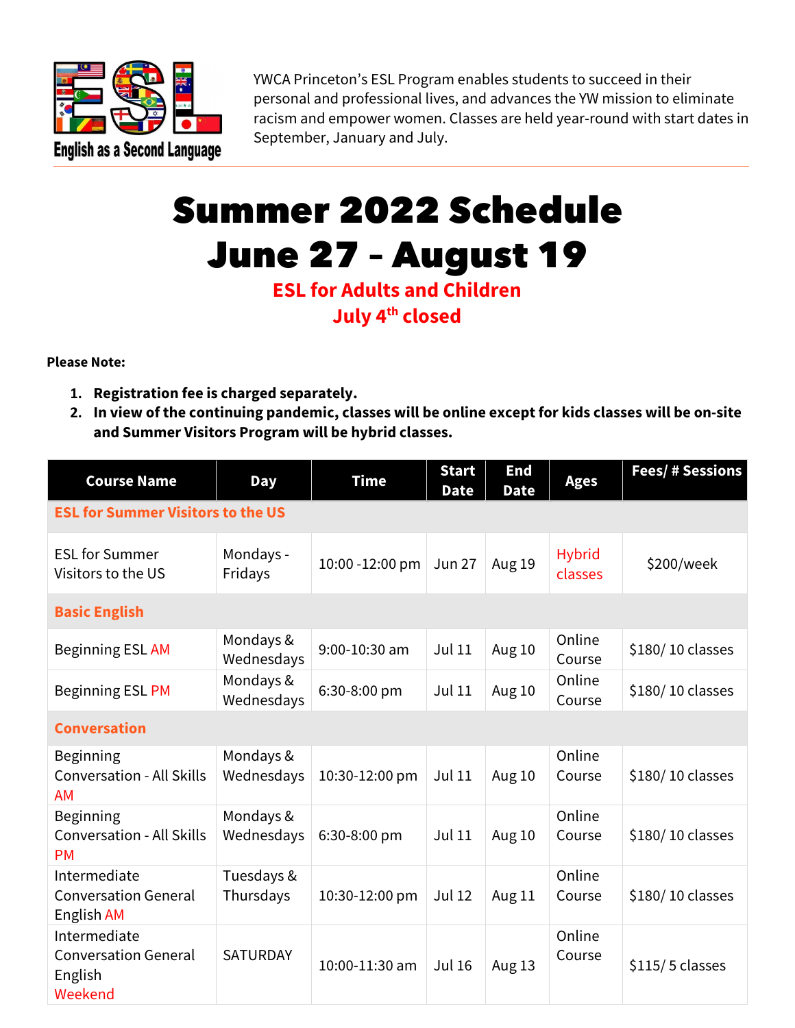English as a Second Language

YWCA Princeton's ESL Program enables students to succeed in their personal and professional lives, and advances the YW mission to eliminate racism and empower women. Classes are held year-round with start dates in September, January and July.

# Summer 2022 Schedule
# June 27 – August 19

## ESL for Adults and Children
## July 4th closed

**Please Note:**

1. **Registration fee is charged separately.**
2. **In view of the continuing pandemic, classes will be online except for kids classes will be on-site and Summer Visitors Program will be hybrid classes.**

| Course Name | Day | Time | Start Date | End Date | Ages | Fees/ # Sessions |
|---|---|---|---|---|---|---|
| **ESL for Summer Visitors to the US** | | | | | | |
| ESL for Summer Visitors to the US | Mondays - Fridays | 10:00 -12:00 pm | Jun 27 | Aug 19 | Hybrid classes | $200/week |
| **Basic English** | | | | | | |
| Beginning ESL AM | Mondays & Wednesdays | 9:00-10:30 am | Jul 11 | Aug 10 | Online Course | $180/ 10 classes |
| Beginning ESL PM | Mondays & Wednesdays | 6:30-8:00 pm | Jul 11 | Aug 10 | Online Course | $180/ 10 classes |
| **Conversation** | | | | | | |
| Beginning Conversation - All Skills AM | Mondays & Wednesdays | 10:30-12:00 pm | Jul 11 | Aug 10 | Online Course | $180/ 10 classes |
| Beginning Conversation - All Skills PM | Mondays & Wednesdays | 6:30-8:00 pm | Jul 11 | Aug 10 | Online Course | $180/ 10 classes |
| Intermediate Conversation General English AM | Tuesdays & Thursdays | 10:30-12:00 pm | Jul 12 | Aug 11 | Online Course | $180/ 10 classes |
| Intermediate Conversation General English Weekend | SATURDAY | 10:00-11:30 am | Jul 16 | Aug 13 | Online Course | $115/ 5 classes |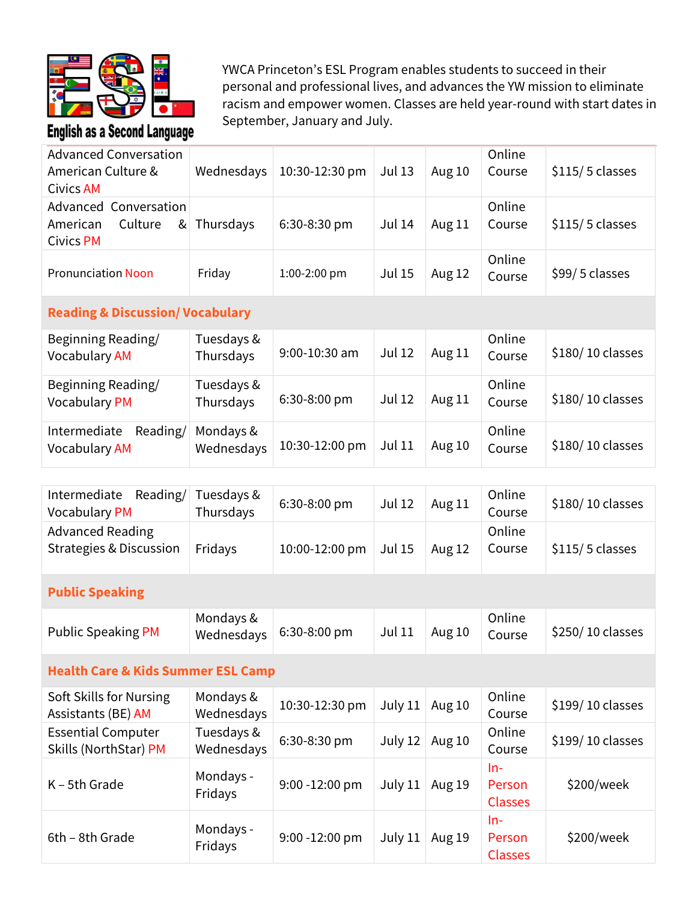English as a Second Language

YWCA Princeton's ESL Program enables students to succeed in their personal and professional lives, and advances the YW mission to eliminate racism and empower women. Classes are held year-round with start dates in September, January and July.

| | | | | | | |
|---|---|---|---|---|---|---|
| Advanced Conversation American Culture & Civics AM | Wednesdays | 10:30-12:30 pm | Jul 13 | Aug 10 | Online Course | $115/ 5 classes |
| Advanced Conversation American Culture & Civics PM | Thursdays | 6:30-8:30 pm | Jul 14 | Aug 11 | Online Course | $115/ 5 classes |
| Pronunciation Noon | Friday | 1:00-2:00 pm | Jul 15 | Aug 12 | Online Course | $99/ 5 classes |
| **Reading & Discussion/ Vocabulary** | | | | | | |
| Beginning Reading/ Vocabulary AM | Tuesdays & Thursdays | 9:00-10:30 am | Jul 12 | Aug 11 | Online Course | $180/ 10 classes |
| Beginning Reading/ Vocabulary PM | Tuesdays & Thursdays | 6:30-8:00 pm | Jul 12 | Aug 11 | Online Course | $180/ 10 classes |
| Intermediate Reading/ Vocabulary AM | Mondays & Wednesdays | 10:30-12:00 pm | Jul 11 | Aug 10 | Online Course | $180/ 10 classes |
| Intermediate Reading/ Vocabulary PM | Tuesdays & Thursdays | 6:30-8:00 pm | Jul 12 | Aug 11 | Online Course | $180/ 10 classes |
| Advanced Reading Strategies & Discussion | Fridays | 10:00-12:00 pm | Jul 15 | Aug 12 | Online Course | $115/ 5 classes |
| **Public Speaking** | | | | | | |
| Public Speaking PM | Mondays & Wednesdays | 6:30-8:00 pm | Jul 11 | Aug 10 | Online Course | $250/ 10 classes |
| **Health Care & Kids Summer ESL Camp** | | | | | | |
| Soft Skills for Nursing Assistants (BE) AM | Mondays & Wednesdays | 10:30-12:30 pm | July 11 | Aug 10 | Online Course | $199/ 10 classes |
| Essential Computer Skills (NorthStar) PM | Tuesdays & Wednesdays | 6:30-8:30 pm | July 12 | Aug 10 | Online Course | $199/ 10 classes |
| K – 5th Grade | Mondays - Fridays | 9:00 -12:00 pm | July 11 | Aug 19 | In-Person Classes | $200/week |
| 6th – 8th Grade | Mondays - Fridays | 9:00 -12:00 pm | July 11 | Aug 19 | In-Person Classes | $200/week |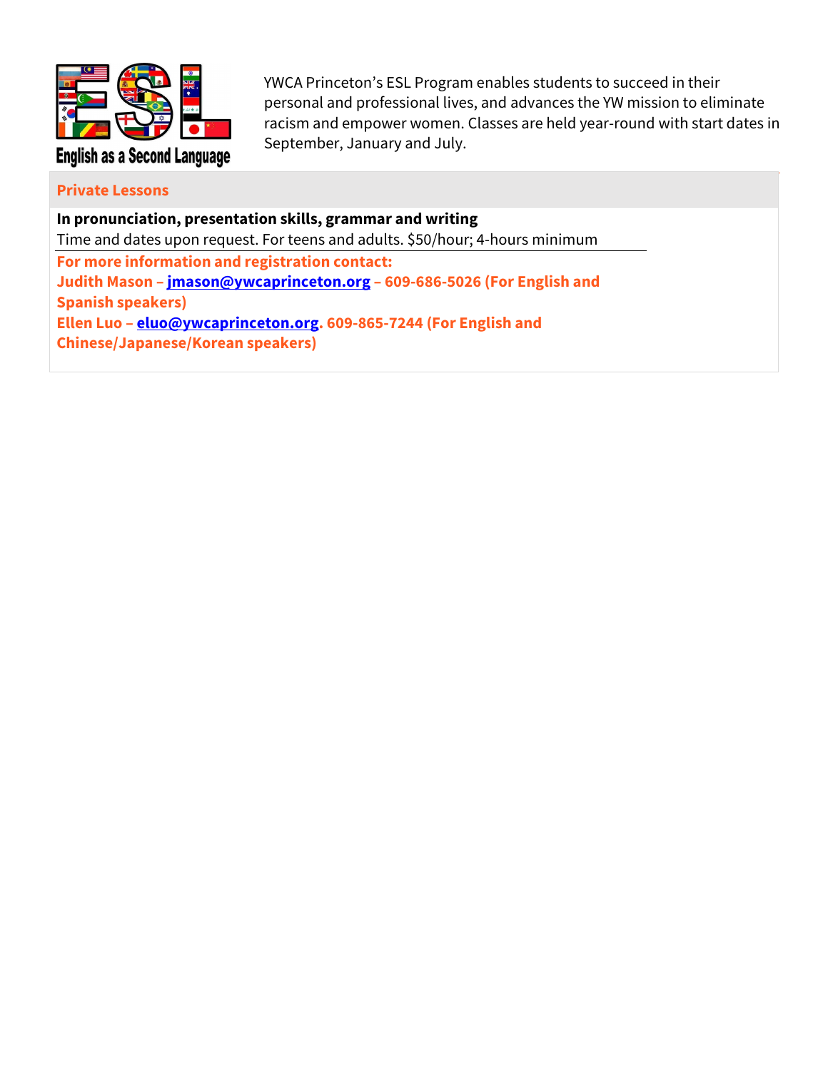ESL

English as a Second Language

YWCA Princeton's ESL Program enables students to succeed in their personal and professional lives, and advances the YW mission to eliminate racism and empower women. Classes are held year-round with start dates in September, January and July.

## Private Lessons

**In pronunciation, presentation skills, grammar and writing**

Time and dates upon request. For teens and adults. $50/hour; 4-hours minimum

**For more information and registration contact:**

**Judith Mason – jmason@ywcaprinceton.org – 609-686-5026 (For English and Spanish speakers)**

**Ellen Luo – eluo@ywcaprinceton.org. 609-865-7244 (For English and Chinese/Japanese/Korean speakers)**